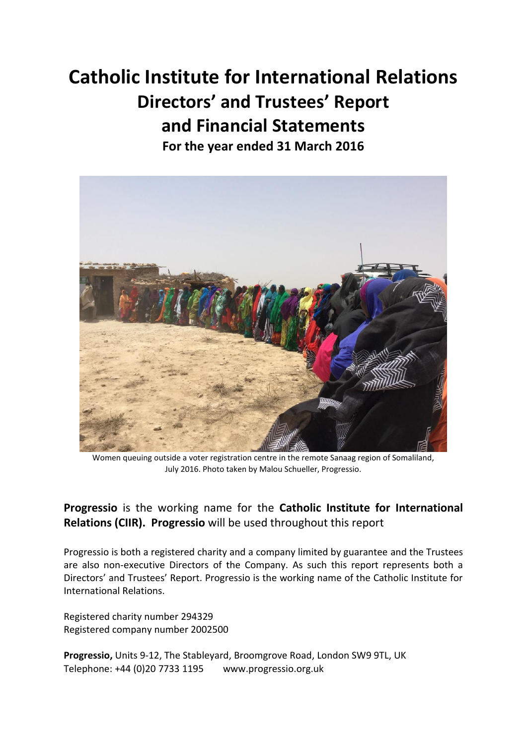# Catholic Institute for International Relations

## Directors' and Trustees' Report

## and Financial Statements

### For the year ended 31 March 2016

Women queuing outside a voter registration centre in the remote Sanaag region of Somaliland, July 2016. Photo taken by Malou Schueller, Progressio.

**Progressio** is the working name for the **Catholic Institute for International Relations (CIIR). Progressio** will be used throughout this report

Progressio is both a registered charity and a company limited by guarantee and the Trustees are also non-executive Directors of the Company. As such this report represents both a Directors' and Trustees' Report. Progressio is the working name of the Catholic Institute for International Relations.

Registered charity number 294329
Registered company number 2002500

**Progressio,** Units 9-12, The Stableyard, Broomgrove Road, London SW9 9TL, UK
Telephone: +44 (0)20 7733 1195 www.progressio.org.uk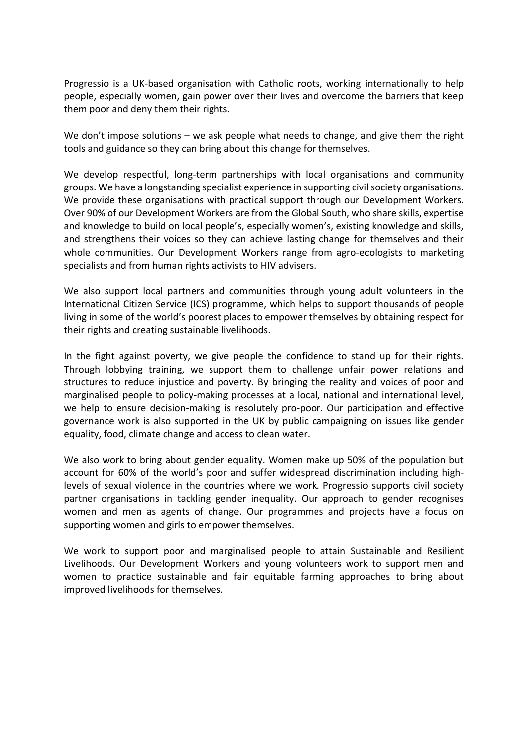Progressio is a UK-based organisation with Catholic roots, working internationally to help people, especially women, gain power over their lives and overcome the barriers that keep them poor and deny them their rights.

We don't impose solutions – we ask people what needs to change, and give them the right tools and guidance so they can bring about this change for themselves.

We develop respectful, long-term partnerships with local organisations and community groups. We have a longstanding specialist experience in supporting civil society organisations. We provide these organisations with practical support through our Development Workers. Over 90% of our Development Workers are from the Global South, who share skills, expertise and knowledge to build on local people's, especially women's, existing knowledge and skills, and strengthens their voices so they can achieve lasting change for themselves and their whole communities. Our Development Workers range from agro-ecologists to marketing specialists and from human rights activists to HIV advisers.

We also support local partners and communities through young adult volunteers in the International Citizen Service (ICS) programme, which helps to support thousands of people living in some of the world's poorest places to empower themselves by obtaining respect for their rights and creating sustainable livelihoods.

In the fight against poverty, we give people the confidence to stand up for their rights. Through lobbying training, we support them to challenge unfair power relations and structures to reduce injustice and poverty. By bringing the reality and voices of poor and marginalised people to policy-making processes at a local, national and international level, we help to ensure decision-making is resolutely pro-poor. Our participation and effective governance work is also supported in the UK by public campaigning on issues like gender equality, food, climate change and access to clean water.

We also work to bring about gender equality. Women make up 50% of the population but account for 60% of the world's poor and suffer widespread discrimination including high-levels of sexual violence in the countries where we work. Progressio supports civil society partner organisations in tackling gender inequality. Our approach to gender recognises women and men as agents of change. Our programmes and projects have a focus on supporting women and girls to empower themselves.

We work to support poor and marginalised people to attain Sustainable and Resilient Livelihoods. Our Development Workers and young volunteers work to support men and women to practice sustainable and fair equitable farming approaches to bring about improved livelihoods for themselves.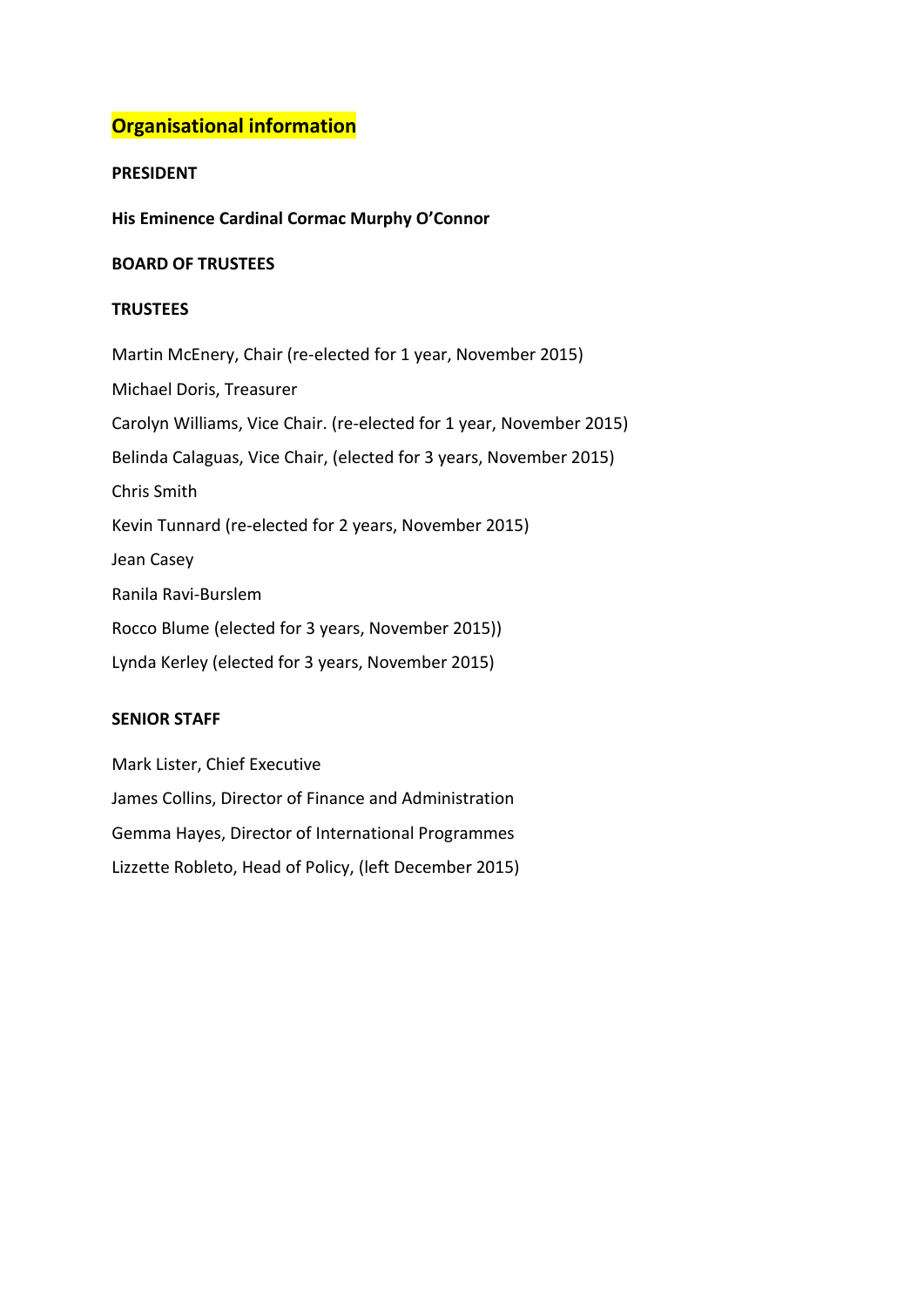# Organisational information

**PRESIDENT**

**His Eminence Cardinal Cormac Murphy O'Connor**

**BOARD OF TRUSTEES**

**TRUSTEES**

Martin McEnery, Chair (re-elected for 1 year, November 2015)

Michael Doris, Treasurer

Carolyn Williams, Vice Chair. (re-elected for 1 year, November 2015)

Belinda Calaguas, Vice Chair, (elected for 3 years, November 2015)

Chris Smith

Kevin Tunnard (re-elected for 2 years, November 2015)

Jean Casey

Ranila Ravi-Burslem

Rocco Blume (elected for 3 years, November 2015))

Lynda Kerley (elected for 3 years, November 2015)

**SENIOR STAFF**

Mark Lister, Chief Executive

James Collins, Director of Finance and Administration

Gemma Hayes, Director of International Programmes

Lizzette Robleto, Head of Policy, (left December 2015)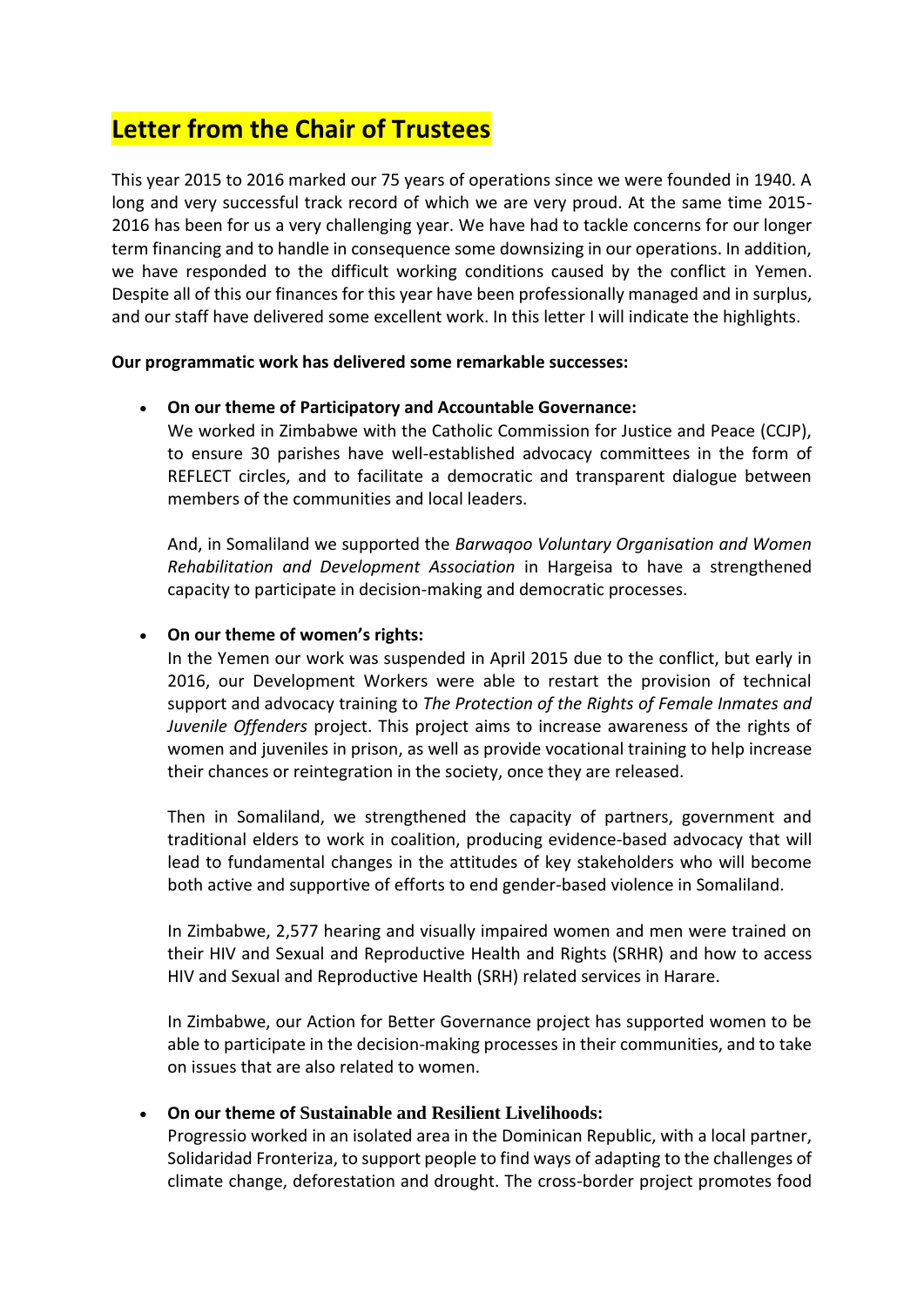# Letter from the Chair of Trustees

This year 2015 to 2016 marked our 75 years of operations since we were founded in 1940. A long and very successful track record of which we are very proud. At the same time 2015-2016 has been for us a very challenging year. We have had to tackle concerns for our longer term financing and to handle in consequence some downsizing in our operations. In addition, we have responded to the difficult working conditions caused by the conflict in Yemen. Despite all of this our finances for this year have been professionally managed and in surplus, and our staff have delivered some excellent work. In this letter I will indicate the highlights.

**Our programmatic work has delivered some remarkable successes:**

- **On our theme of Participatory and Accountable Governance:**
  We worked in Zimbabwe with the Catholic Commission for Justice and Peace (CCJP), to ensure 30 parishes have well-established advocacy committees in the form of REFLECT circles, and to facilitate a democratic and transparent dialogue between members of the communities and local leaders.

  And, in Somaliland we supported the *Barwaqoo Voluntary Organisation and Women Rehabilitation and Development Association* in Hargeisa to have a strengthened capacity to participate in decision-making and democratic processes.

- **On our theme of women's rights:**
  In the Yemen our work was suspended in April 2015 due to the conflict, but early in 2016, our Development Workers were able to restart the provision of technical support and advocacy training to *The Protection of the Rights of Female Inmates and Juvenile Offenders* project. This project aims to increase awareness of the rights of women and juveniles in prison, as well as provide vocational training to help increase their chances or reintegration in the society, once they are released.

  Then in Somaliland, we strengthened the capacity of partners, government and traditional elders to work in coalition, producing evidence-based advocacy that will lead to fundamental changes in the attitudes of key stakeholders who will become both active and supportive of efforts to end gender-based violence in Somaliland.

  In Zimbabwe, 2,577 hearing and visually impaired women and men were trained on their HIV and Sexual and Reproductive Health and Rights (SRHR) and how to access HIV and Sexual and Reproductive Health (SRH) related services in Harare.

  In Zimbabwe, our Action for Better Governance project has supported women to be able to participate in the decision-making processes in their communities, and to take on issues that are also related to women.

- **On our theme of Sustainable and Resilient Livelihoods:**
  Progressio worked in an isolated area in the Dominican Republic, with a local partner, Solidaridad Fronteriza, to support people to find ways of adapting to the challenges of climate change, deforestation and drought. The cross-border project promotes food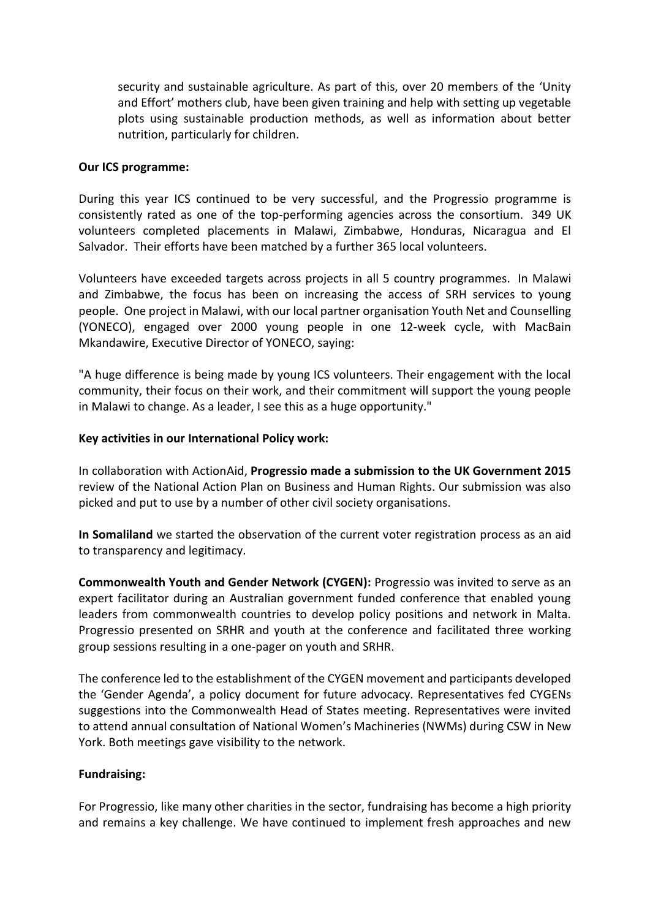security and sustainable agriculture. As part of this, over 20 members of the 'Unity and Effort' mothers club, have been given training and help with setting up vegetable plots using sustainable production methods, as well as information about better nutrition, particularly for children.

**Our ICS programme:**

During this year ICS continued to be very successful, and the Progressio programme is consistently rated as one of the top-performing agencies across the consortium. 349 UK volunteers completed placements in Malawi, Zimbabwe, Honduras, Nicaragua and El Salvador. Their efforts have been matched by a further 365 local volunteers.

Volunteers have exceeded targets across projects in all 5 country programmes. In Malawi and Zimbabwe, the focus has been on increasing the access of SRH services to young people. One project in Malawi, with our local partner organisation Youth Net and Counselling (YONECO), engaged over 2000 young people in one 12-week cycle, with MacBain Mkandawire, Executive Director of YONECO, saying:

"A huge difference is being made by young ICS volunteers. Their engagement with the local community, their focus on their work, and their commitment will support the young people in Malawi to change. As a leader, I see this as a huge opportunity."

**Key activities in our International Policy work:**

In collaboration with ActionAid, **Progressio made a submission to the UK Government 2015** review of the National Action Plan on Business and Human Rights. Our submission was also picked and put to use by a number of other civil society organisations.

**In Somaliland** we started the observation of the current voter registration process as an aid to transparency and legitimacy.

**Commonwealth Youth and Gender Network (CYGEN):** Progressio was invited to serve as an expert facilitator during an Australian government funded conference that enabled young leaders from commonwealth countries to develop policy positions and network in Malta. Progressio presented on SRHR and youth at the conference and facilitated three working group sessions resulting in a one-pager on youth and SRHR.

The conference led to the establishment of the CYGEN movement and participants developed the 'Gender Agenda', a policy document for future advocacy. Representatives fed CYGENs suggestions into the Commonwealth Head of States meeting. Representatives were invited to attend annual consultation of National Women's Machineries (NWMs) during CSW in New York. Both meetings gave visibility to the network.

**Fundraising:**

For Progressio, like many other charities in the sector, fundraising has become a high priority and remains a key challenge. We have continued to implement fresh approaches and new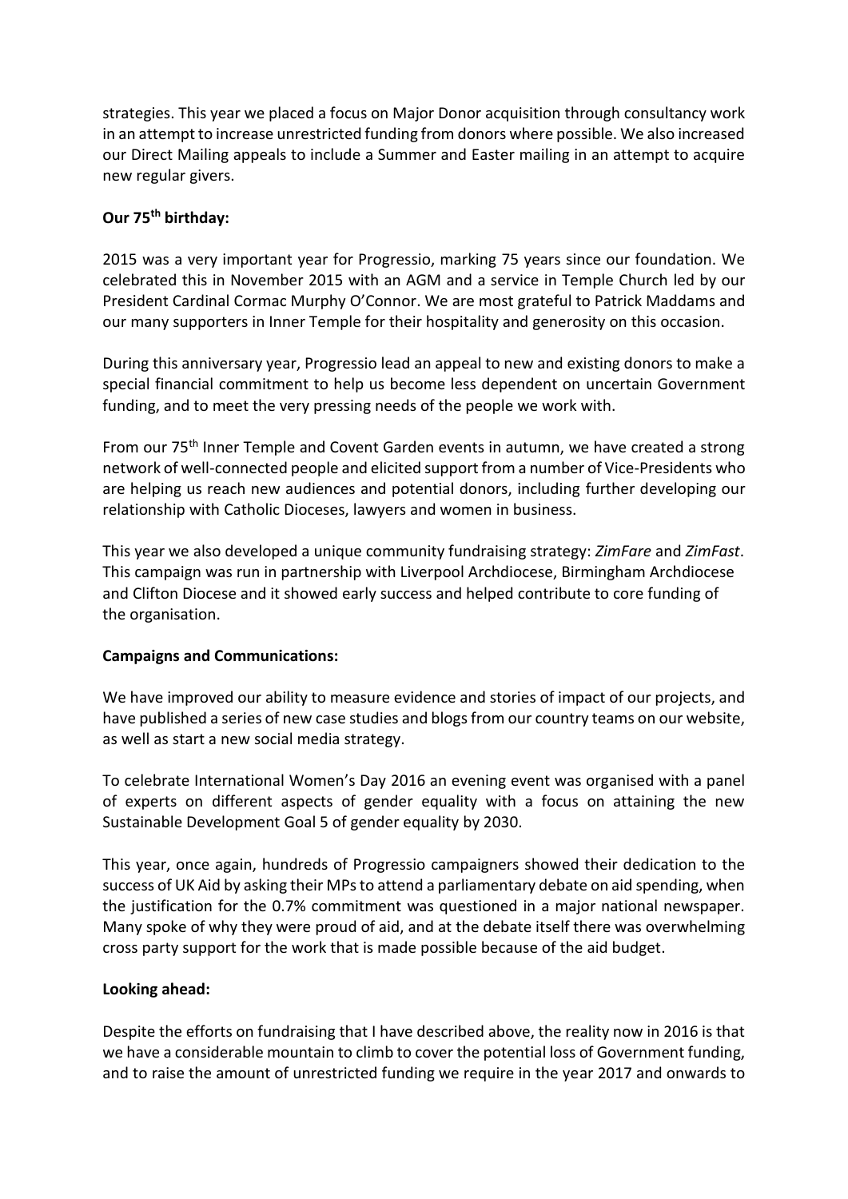strategies. This year we placed a focus on Major Donor acquisition through consultancy work in an attempt to increase unrestricted funding from donors where possible. We also increased our Direct Mailing appeals to include a Summer and Easter mailing in an attempt to acquire new regular givers.

**Our 75th birthday:**

2015 was a very important year for Progressio, marking 75 years since our foundation. We celebrated this in November 2015 with an AGM and a service in Temple Church led by our President Cardinal Cormac Murphy O'Connor. We are most grateful to Patrick Maddams and our many supporters in Inner Temple for their hospitality and generosity on this occasion.

During this anniversary year, Progressio lead an appeal to new and existing donors to make a special financial commitment to help us become less dependent on uncertain Government funding, and to meet the very pressing needs of the people we work with.

From our 75th Inner Temple and Covent Garden events in autumn, we have created a strong network of well-connected people and elicited support from a number of Vice-Presidents who are helping us reach new audiences and potential donors, including further developing our relationship with Catholic Dioceses, lawyers and women in business.

This year we also developed a unique community fundraising strategy: *ZimFare* and *ZimFast*. This campaign was run in partnership with Liverpool Archdiocese, Birmingham Archdiocese and Clifton Diocese and it showed early success and helped contribute to core funding of the organisation.

**Campaigns and Communications:**

We have improved our ability to measure evidence and stories of impact of our projects, and have published a series of new case studies and blogs from our country teams on our website, as well as start a new social media strategy.

To celebrate International Women's Day 2016 an evening event was organised with a panel of experts on different aspects of gender equality with a focus on attaining the new Sustainable Development Goal 5 of gender equality by 2030.

This year, once again, hundreds of Progressio campaigners showed their dedication to the success of UK Aid by asking their MPs to attend a parliamentary debate on aid spending, when the justification for the 0.7% commitment was questioned in a major national newspaper. Many spoke of why they were proud of aid, and at the debate itself there was overwhelming cross party support for the work that is made possible because of the aid budget.

**Looking ahead:**

Despite the efforts on fundraising that I have described above, the reality now in 2016 is that we have a considerable mountain to climb to cover the potential loss of Government funding, and to raise the amount of unrestricted funding we require in the year 2017 and onwards to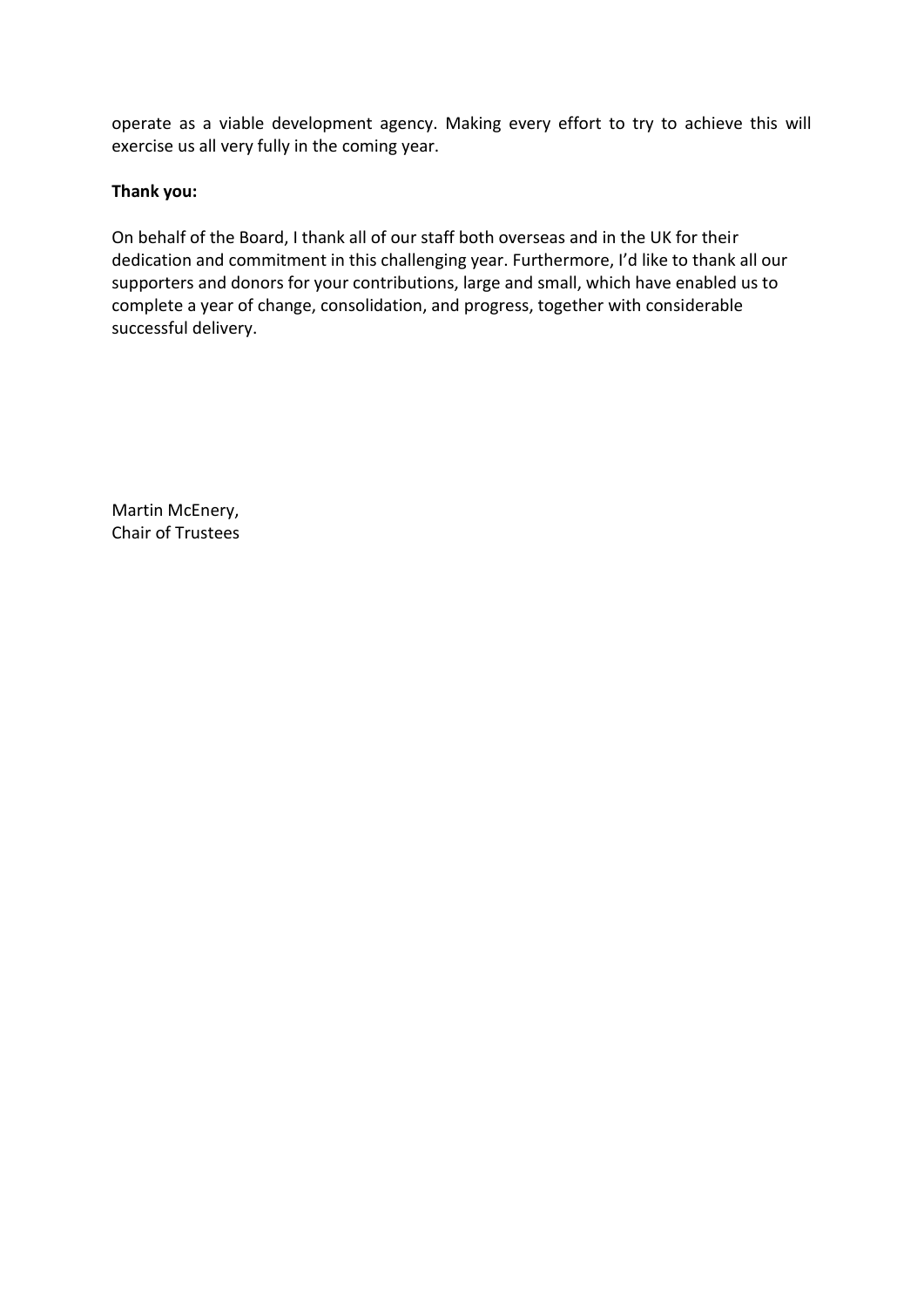operate as a viable development agency. Making every effort to try to achieve this will exercise us all very fully in the coming year.

**Thank you:**

On behalf of the Board, I thank all of our staff both overseas and in the UK for their dedication and commitment in this challenging year. Furthermore, I'd like to thank all our supporters and donors for your contributions, large and small, which have enabled us to complete a year of change, consolidation, and progress, together with considerable successful delivery.

Martin McEnery,
Chair of Trustees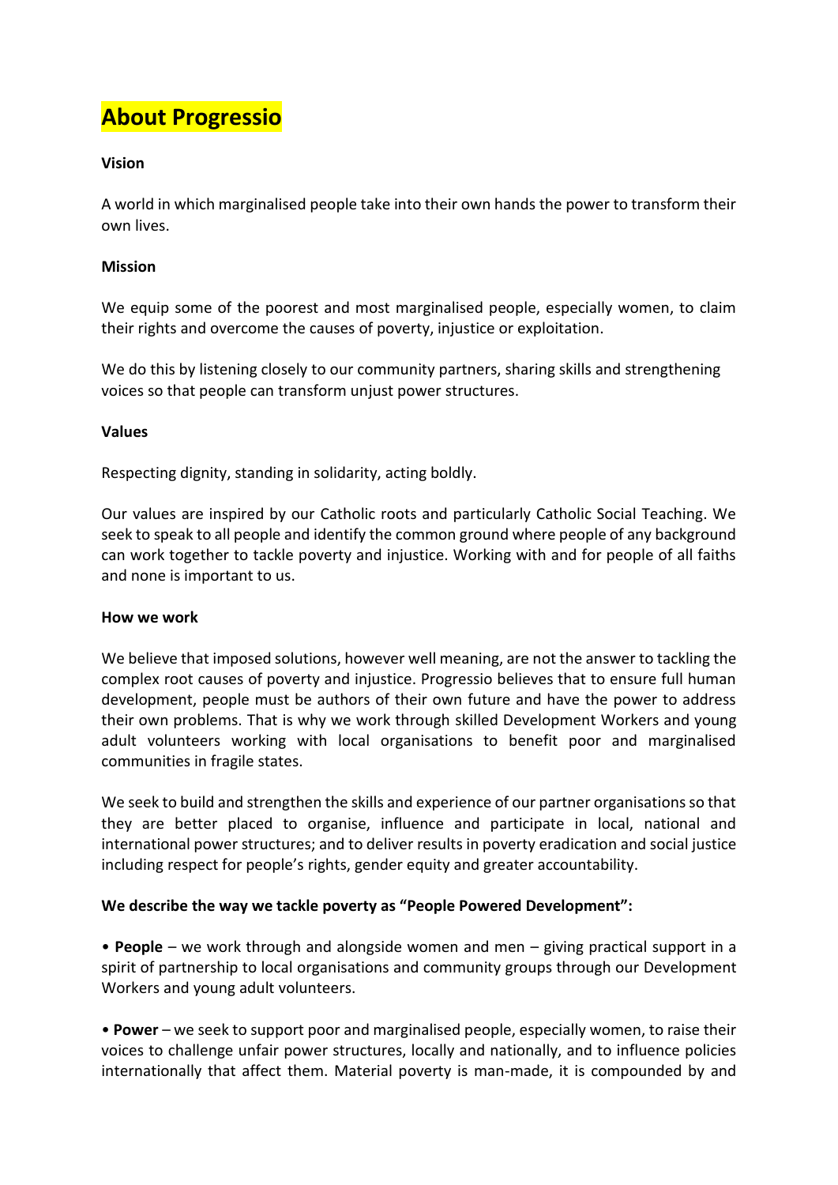# About Progressio

**Vision**

A world in which marginalised people take into their own hands the power to transform their own lives.

**Mission**

We equip some of the poorest and most marginalised people, especially women, to claim their rights and overcome the causes of poverty, injustice or exploitation.

We do this by listening closely to our community partners, sharing skills and strengthening voices so that people can transform unjust power structures.

**Values**

Respecting dignity, standing in solidarity, acting boldly.

Our values are inspired by our Catholic roots and particularly Catholic Social Teaching. We seek to speak to all people and identify the common ground where people of any background can work together to tackle poverty and injustice. Working with and for people of all faiths and none is important to us.

**How we work**

We believe that imposed solutions, however well meaning, are not the answer to tackling the complex root causes of poverty and injustice. Progressio believes that to ensure full human development, people must be authors of their own future and have the power to address their own problems. That is why we work through skilled Development Workers and young adult volunteers working with local organisations to benefit poor and marginalised communities in fragile states.

We seek to build and strengthen the skills and experience of our partner organisations so that they are better placed to organise, influence and participate in local, national and international power structures; and to deliver results in poverty eradication and social justice including respect for people's rights, gender equity and greater accountability.

**We describe the way we tackle poverty as "People Powered Development":**

• **People** – we work through and alongside women and men – giving practical support in a spirit of partnership to local organisations and community groups through our Development Workers and young adult volunteers.

• **Power** – we seek to support poor and marginalised people, especially women, to raise their voices to challenge unfair power structures, locally and nationally, and to influence policies internationally that affect them. Material poverty is man-made, it is compounded by and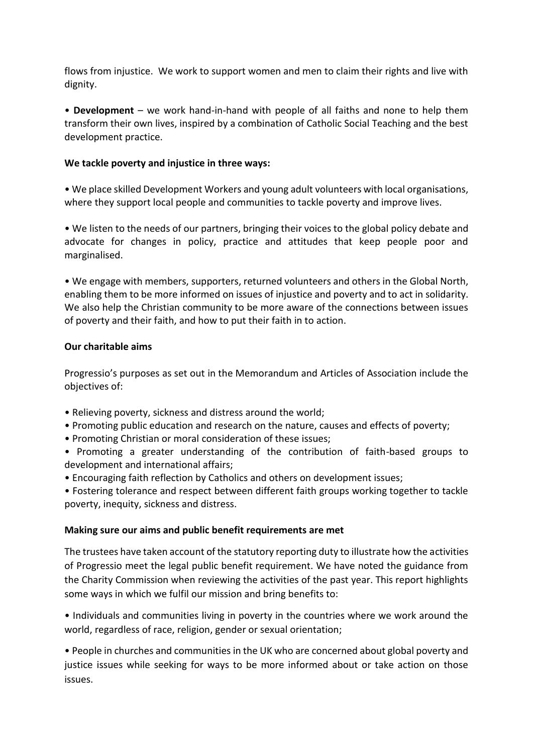flows from injustice. We work to support women and men to claim their rights and live with dignity.

• **Development** – we work hand-in-hand with people of all faiths and none to help them transform their own lives, inspired by a combination of Catholic Social Teaching and the best development practice.

**We tackle poverty and injustice in three ways:**

• We place skilled Development Workers and young adult volunteers with local organisations, where they support local people and communities to tackle poverty and improve lives.

• We listen to the needs of our partners, bringing their voices to the global policy debate and advocate for changes in policy, practice and attitudes that keep people poor and marginalised.

• We engage with members, supporters, returned volunteers and others in the Global North, enabling them to be more informed on issues of injustice and poverty and to act in solidarity. We also help the Christian community to be more aware of the connections between issues of poverty and their faith, and how to put their faith in to action.

**Our charitable aims**

Progressio's purposes as set out in the Memorandum and Articles of Association include the objectives of:

• Relieving poverty, sickness and distress around the world;
• Promoting public education and research on the nature, causes and effects of poverty;
• Promoting Christian or moral consideration of these issues;
• Promoting a greater understanding of the contribution of faith-based groups to development and international affairs;
• Encouraging faith reflection by Catholics and others on development issues;
• Fostering tolerance and respect between different faith groups working together to tackle poverty, inequity, sickness and distress.

**Making sure our aims and public benefit requirements are met**

The trustees have taken account of the statutory reporting duty to illustrate how the activities of Progressio meet the legal public benefit requirement. We have noted the guidance from the Charity Commission when reviewing the activities of the past year. This report highlights some ways in which we fulfil our mission and bring benefits to:

• Individuals and communities living in poverty in the countries where we work around the world, regardless of race, religion, gender or sexual orientation;

• People in churches and communities in the UK who are concerned about global poverty and justice issues while seeking for ways to be more informed about or take action on those issues.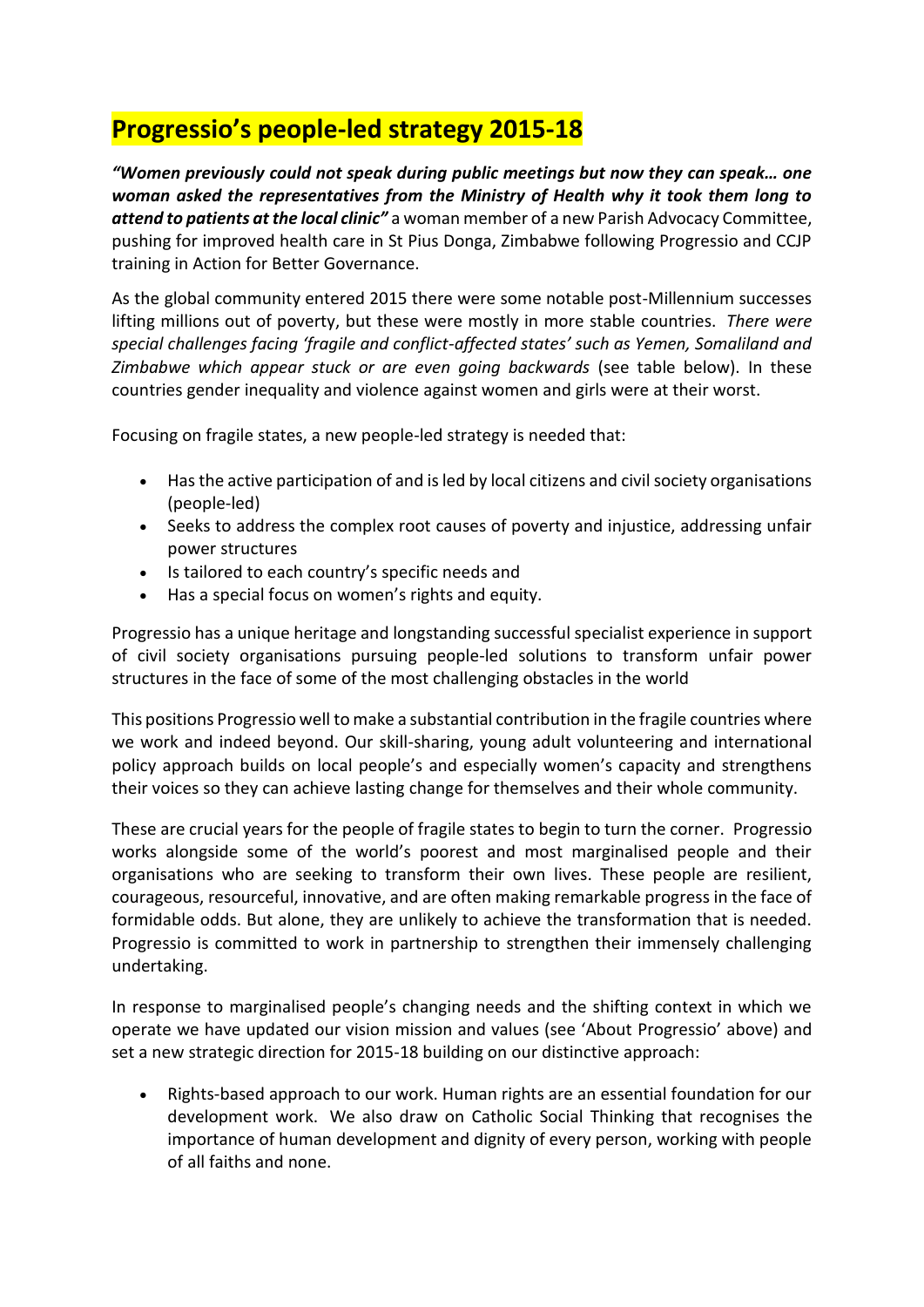# Progressio's people-led strategy 2015-18

***"Women previously could not speak during public meetings but now they can speak… one woman asked the representatives from the Ministry of Health why it took them long to attend to patients at the local clinic"*** a woman member of a new Parish Advocacy Committee, pushing for improved health care in St Pius Donga, Zimbabwe following Progressio and CCJP training in Action for Better Governance.

As the global community entered 2015 there were some notable post-Millennium successes lifting millions out of poverty, but these were mostly in more stable countries. *There were special challenges facing 'fragile and conflict-affected states' such as Yemen, Somaliland and Zimbabwe which appear stuck or are even going backwards* (see table below). In these countries gender inequality and violence against women and girls were at their worst.

Focusing on fragile states, a new people-led strategy is needed that:

- Has the active participation of and is led by local citizens and civil society organisations (people-led)
- Seeks to address the complex root causes of poverty and injustice, addressing unfair power structures
- Is tailored to each country's specific needs and
- Has a special focus on women's rights and equity.

Progressio has a unique heritage and longstanding successful specialist experience in support of civil society organisations pursuing people-led solutions to transform unfair power structures in the face of some of the most challenging obstacles in the world

This positions Progressio well to make a substantial contribution in the fragile countries where we work and indeed beyond. Our skill-sharing, young adult volunteering and international policy approach builds on local people's and especially women's capacity and strengthens their voices so they can achieve lasting change for themselves and their whole community.

These are crucial years for the people of fragile states to begin to turn the corner. Progressio works alongside some of the world's poorest and most marginalised people and their organisations who are seeking to transform their own lives. These people are resilient, courageous, resourceful, innovative, and are often making remarkable progress in the face of formidable odds. But alone, they are unlikely to achieve the transformation that is needed. Progressio is committed to work in partnership to strengthen their immensely challenging undertaking.

In response to marginalised people's changing needs and the shifting context in which we operate we have updated our vision mission and values (see 'About Progressio' above) and set a new strategic direction for 2015-18 building on our distinctive approach:

- Rights-based approach to our work. Human rights are an essential foundation for our development work. We also draw on Catholic Social Thinking that recognises the importance of human development and dignity of every person, working with people of all faiths and none.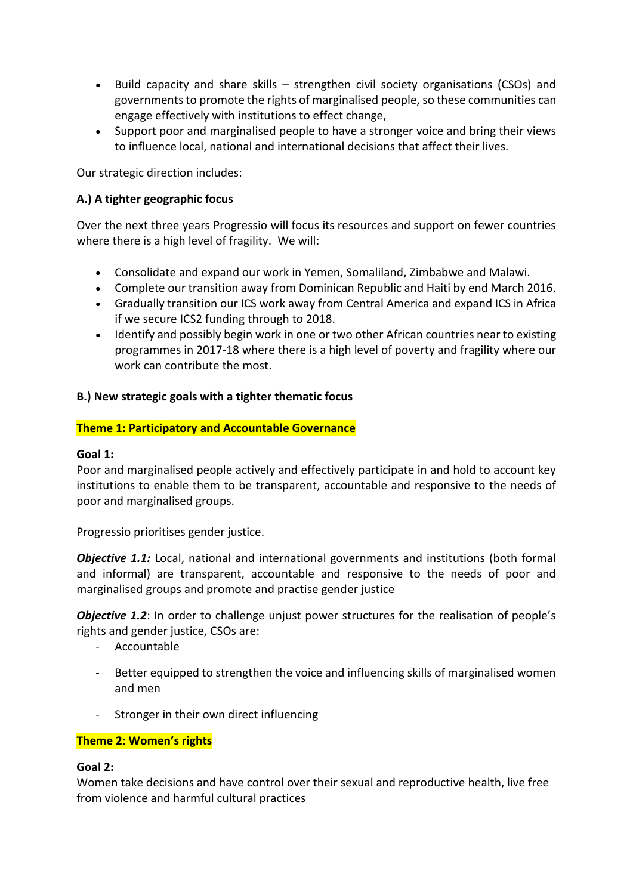- Build capacity and share skills – strengthen civil society organisations (CSOs) and governments to promote the rights of marginalised people, so these communities can engage effectively with institutions to effect change,
- Support poor and marginalised people to have a stronger voice and bring their views to influence local, national and international decisions that affect their lives.

Our strategic direction includes:

**A.) A tighter geographic focus**

Over the next three years Progressio will focus its resources and support on fewer countries where there is a high level of fragility. We will:

- Consolidate and expand our work in Yemen, Somaliland, Zimbabwe and Malawi.
- Complete our transition away from Dominican Republic and Haiti by end March 2016.
- Gradually transition our ICS work away from Central America and expand ICS in Africa if we secure ICS2 funding through to 2018.
- Identify and possibly begin work in one or two other African countries near to existing programmes in 2017-18 where there is a high level of poverty and fragility where our work can contribute the most.

**B.) New strategic goals with a tighter thematic focus**

**Theme 1: Participatory and Accountable Governance**

**Goal 1:**
Poor and marginalised people actively and effectively participate in and hold to account key institutions to enable them to be transparent, accountable and responsive to the needs of poor and marginalised groups.

Progressio prioritises gender justice.

***Objective 1.1:*** Local, national and international governments and institutions (both formal and informal) are transparent, accountable and responsive to the needs of poor and marginalised groups and promote and practise gender justice

***Objective 1.2***: In order to challenge unjust power structures for the realisation of people's rights and gender justice, CSOs are:

- Accountable
- Better equipped to strengthen the voice and influencing skills of marginalised women and men
- Stronger in their own direct influencing

**Theme 2: Women's rights**

**Goal 2:**
Women take decisions and have control over their sexual and reproductive health, live free from violence and harmful cultural practices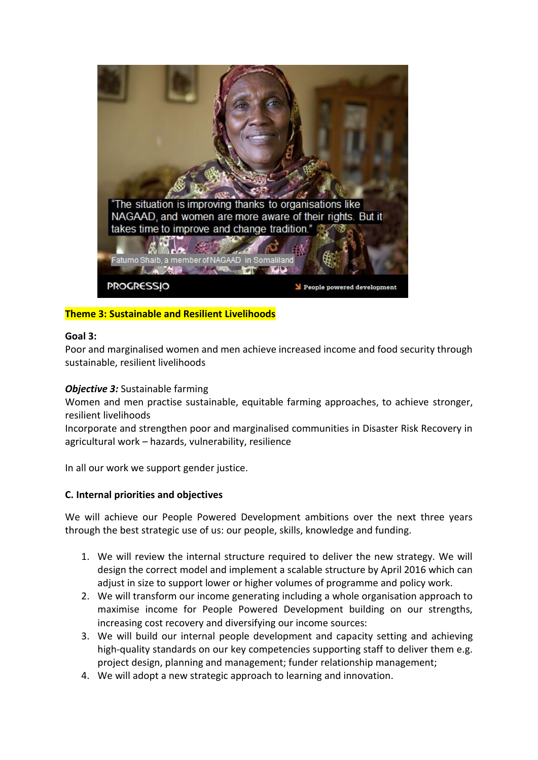"The situation is improving thanks to organisations like NAGAAD, and women are more aware of their rights. But it takes time to improve and change tradition."

Fatumo Shaib, a member of NAGAAD in Somaliland

**Theme 3: Sustainable and Resilient Livelihoods**

**Goal 3:**
Poor and marginalised women and men achieve increased income and food security through sustainable, resilient livelihoods

***Objective 3:*** Sustainable farming
Women and men practise sustainable, equitable farming approaches, to achieve stronger, resilient livelihoods
Incorporate and strengthen poor and marginalised communities in Disaster Risk Recovery in agricultural work – hazards, vulnerability, resilience

In all our work we support gender justice.

**C. Internal priorities and objectives**

We will achieve our People Powered Development ambitions over the next three years through the best strategic use of us: our people, skills, knowledge and funding.

1. We will review the internal structure required to deliver the new strategy. We will design the correct model and implement a scalable structure by April 2016 which can adjust in size to support lower or higher volumes of programme and policy work.
2. We will transform our income generating including a whole organisation approach to maximise income for People Powered Development building on our strengths, increasing cost recovery and diversifying our income sources:
3. We will build our internal people development and capacity setting and achieving high-quality standards on our key competencies supporting staff to deliver them e.g. project design, planning and management; funder relationship management;
4. We will adopt a new strategic approach to learning and innovation.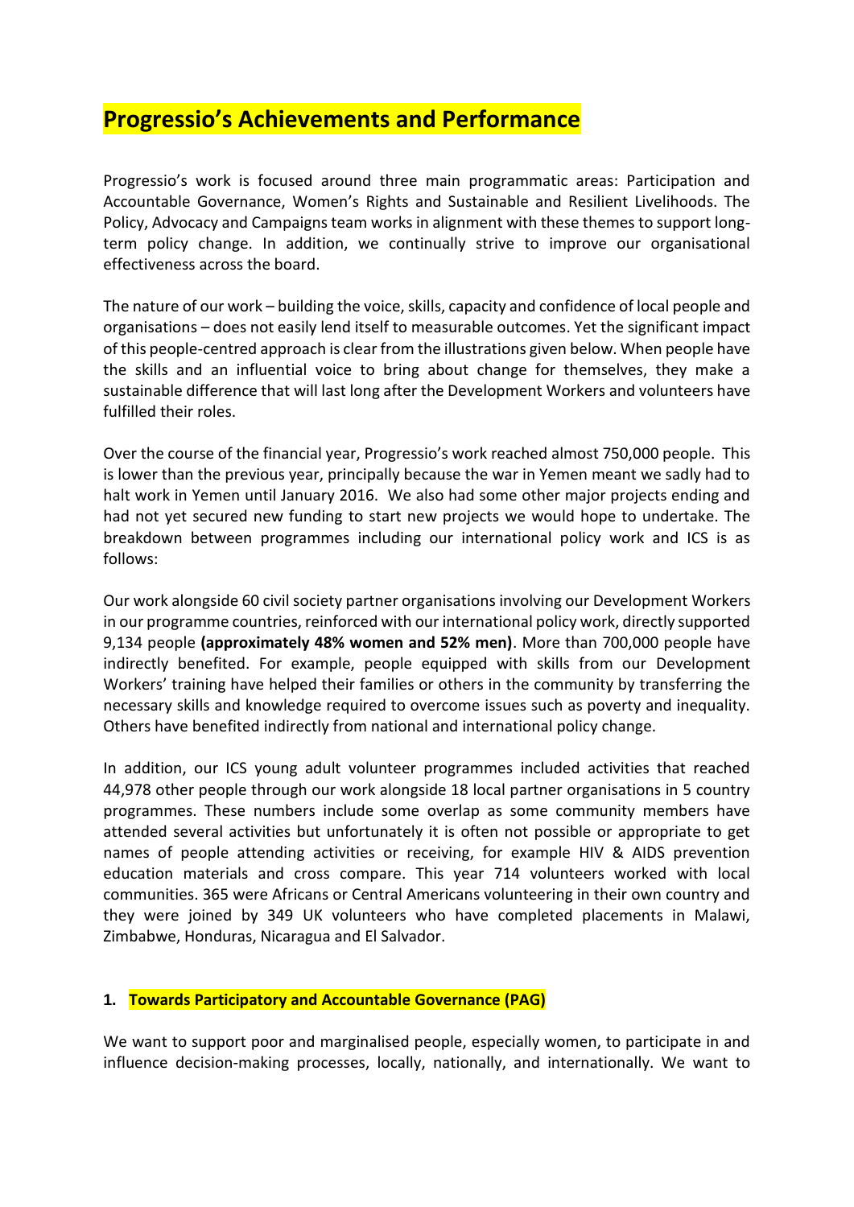# Progressio's Achievements and Performance

Progressio's work is focused around three main programmatic areas: Participation and Accountable Governance, Women's Rights and Sustainable and Resilient Livelihoods. The Policy, Advocacy and Campaigns team works in alignment with these themes to support long-term policy change. In addition, we continually strive to improve our organisational effectiveness across the board.

The nature of our work – building the voice, skills, capacity and confidence of local people and organisations – does not easily lend itself to measurable outcomes. Yet the significant impact of this people-centred approach is clear from the illustrations given below. When people have the skills and an influential voice to bring about change for themselves, they make a sustainable difference that will last long after the Development Workers and volunteers have fulfilled their roles.

Over the course of the financial year, Progressio's work reached almost 750,000 people. This is lower than the previous year, principally because the war in Yemen meant we sadly had to halt work in Yemen until January 2016. We also had some other major projects ending and had not yet secured new funding to start new projects we would hope to undertake. The breakdown between programmes including our international policy work and ICS is as follows:

Our work alongside 60 civil society partner organisations involving our Development Workers in our programme countries, reinforced with our international policy work, directly supported 9,134 people **(approximately 48% women and 52% men)**. More than 700,000 people have indirectly benefited. For example, people equipped with skills from our Development Workers' training have helped their families or others in the community by transferring the necessary skills and knowledge required to overcome issues such as poverty and inequality. Others have benefited indirectly from national and international policy change.

In addition, our ICS young adult volunteer programmes included activities that reached 44,978 other people through our work alongside 18 local partner organisations in 5 country programmes. These numbers include some overlap as some community members have attended several activities but unfortunately it is often not possible or appropriate to get names of people attending activities or receiving, for example HIV & AIDS prevention education materials and cross compare. This year 714 volunteers worked with local communities. 365 were Africans or Central Americans volunteering in their own country and they were joined by 349 UK volunteers who have completed placements in Malawi, Zimbabwe, Honduras, Nicaragua and El Salvador.

## 1. Towards Participatory and Accountable Governance (PAG)

We want to support poor and marginalised people, especially women, to participate in and influence decision-making processes, locally, nationally, and internationally. We want to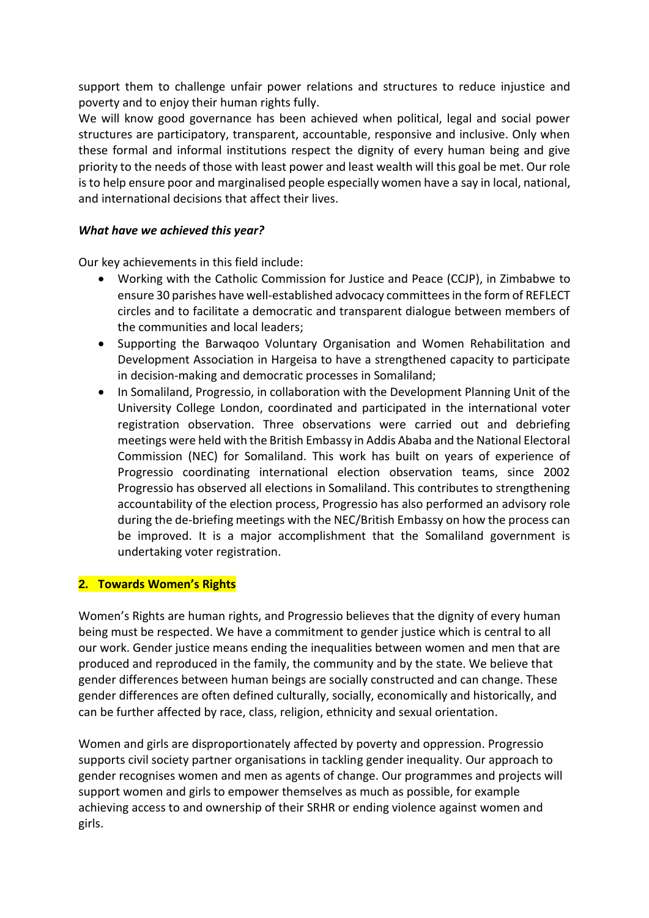support them to challenge unfair power relations and structures to reduce injustice and poverty and to enjoy their human rights fully.

We will know good governance has been achieved when political, legal and social power structures are participatory, transparent, accountable, responsive and inclusive. Only when these formal and informal institutions respect the dignity of every human being and give priority to the needs of those with least power and least wealth will this goal be met. Our role is to help ensure poor and marginalised people especially women have a say in local, national, and international decisions that affect their lives.

***What have we achieved this year?***

Our key achievements in this field include:

- Working with the Catholic Commission for Justice and Peace (CCJP), in Zimbabwe to ensure 30 parishes have well-established advocacy committees in the form of REFLECT circles and to facilitate a democratic and transparent dialogue between members of the communities and local leaders;
- Supporting the Barwaqoo Voluntary Organisation and Women Rehabilitation and Development Association in Hargeisa to have a strengthened capacity to participate in decision-making and democratic processes in Somaliland;
- In Somaliland, Progressio, in collaboration with the Development Planning Unit of the University College London, coordinated and participated in the international voter registration observation. Three observations were carried out and debriefing meetings were held with the British Embassy in Addis Ababa and the National Electoral Commission (NEC) for Somaliland. This work has built on years of experience of Progressio coordinating international election observation teams, since 2002 Progressio has observed all elections in Somaliland. This contributes to strengthening accountability of the election process, Progressio has also performed an advisory role during the de-briefing meetings with the NEC/British Embassy on how the process can be improved. It is a major accomplishment that the Somaliland government is undertaking voter registration.

## 2. Towards Women's Rights

Women's Rights are human rights, and Progressio believes that the dignity of every human being must be respected. We have a commitment to gender justice which is central to all our work. Gender justice means ending the inequalities between women and men that are produced and reproduced in the family, the community and by the state. We believe that gender differences between human beings are socially constructed and can change. These gender differences are often defined culturally, socially, economically and historically, and can be further affected by race, class, religion, ethnicity and sexual orientation.

Women and girls are disproportionately affected by poverty and oppression. Progressio supports civil society partner organisations in tackling gender inequality. Our approach to gender recognises women and men as agents of change. Our programmes and projects will support women and girls to empower themselves as much as possible, for example achieving access to and ownership of their SRHR or ending violence against women and girls.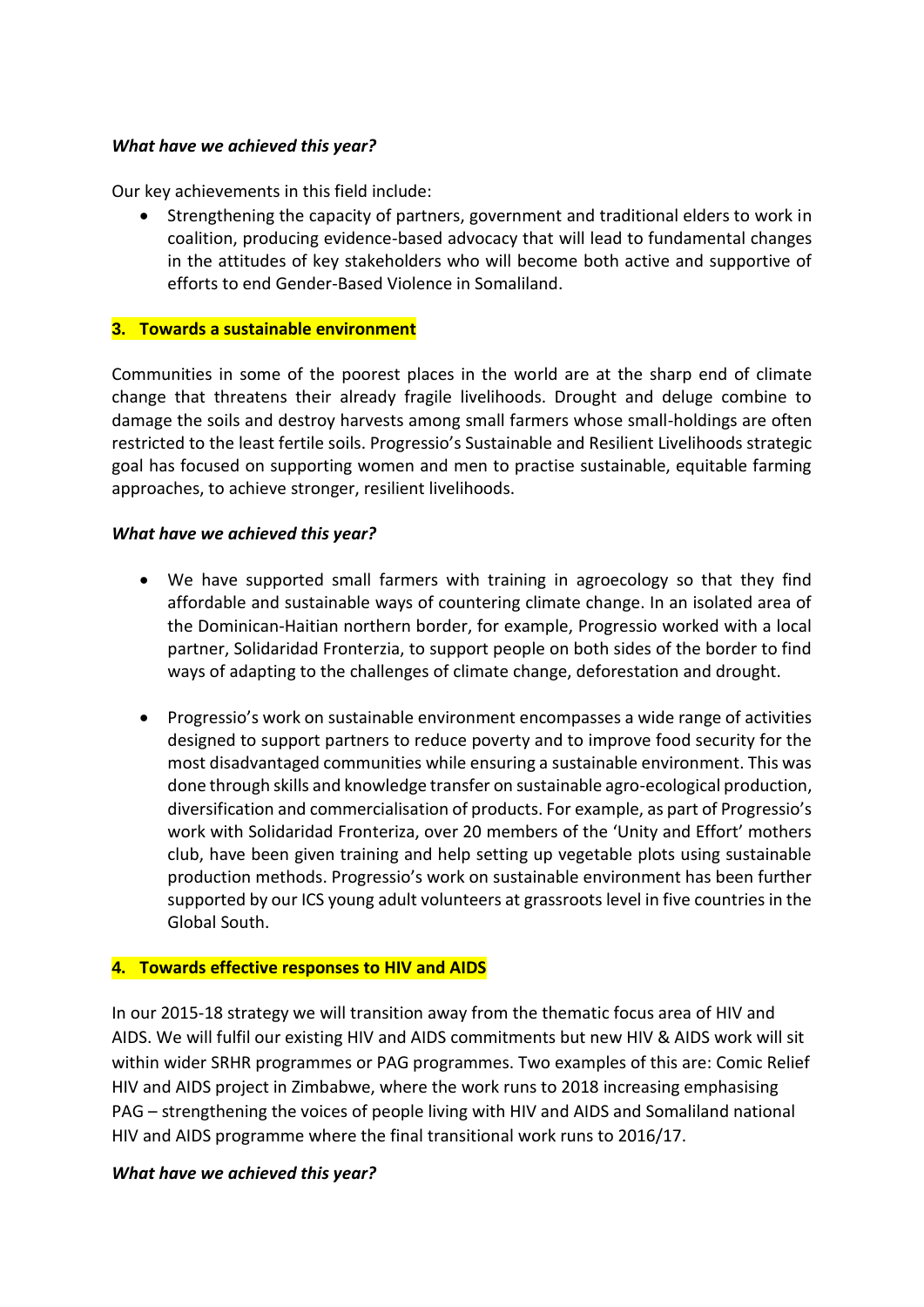***What have we achieved this year?***

Our key achievements in this field include:

- Strengthening the capacity of partners, government and traditional elders to work in coalition, producing evidence-based advocacy that will lead to fundamental changes in the attitudes of key stakeholders who will become both active and supportive of efforts to end Gender-Based Violence in Somaliland.

## 3. Towards a sustainable environment

Communities in some of the poorest places in the world are at the sharp end of climate change that threatens their already fragile livelihoods. Drought and deluge combine to damage the soils and destroy harvests among small farmers whose small-holdings are often restricted to the least fertile soils. Progressio's Sustainable and Resilient Livelihoods strategic goal has focused on supporting women and men to practise sustainable, equitable farming approaches, to achieve stronger, resilient livelihoods.

***What have we achieved this year?***

- We have supported small farmers with training in agroecology so that they find affordable and sustainable ways of countering climate change. In an isolated area of the Dominican-Haitian northern border, for example, Progressio worked with a local partner, Solidaridad Fronterzia, to support people on both sides of the border to find ways of adapting to the challenges of climate change, deforestation and drought.

- Progressio's work on sustainable environment encompasses a wide range of activities designed to support partners to reduce poverty and to improve food security for the most disadvantaged communities while ensuring a sustainable environment. This was done through skills and knowledge transfer on sustainable agro-ecological production, diversification and commercialisation of products. For example, as part of Progressio's work with Solidaridad Fronteriza, over 20 members of the 'Unity and Effort' mothers club, have been given training and help setting up vegetable plots using sustainable production methods. Progressio's work on sustainable environment has been further supported by our ICS young adult volunteers at grassroots level in five countries in the Global South.

## 4. Towards effective responses to HIV and AIDS

In our 2015-18 strategy we will transition away from the thematic focus area of HIV and AIDS. We will fulfil our existing HIV and AIDS commitments but new HIV & AIDS work will sit within wider SRHR programmes or PAG programmes. Two examples of this are: Comic Relief HIV and AIDS project in Zimbabwe, where the work runs to 2018 increasing emphasising PAG – strengthening the voices of people living with HIV and AIDS and Somaliland national HIV and AIDS programme where the final transitional work runs to 2016/17.

***What have we achieved this year?***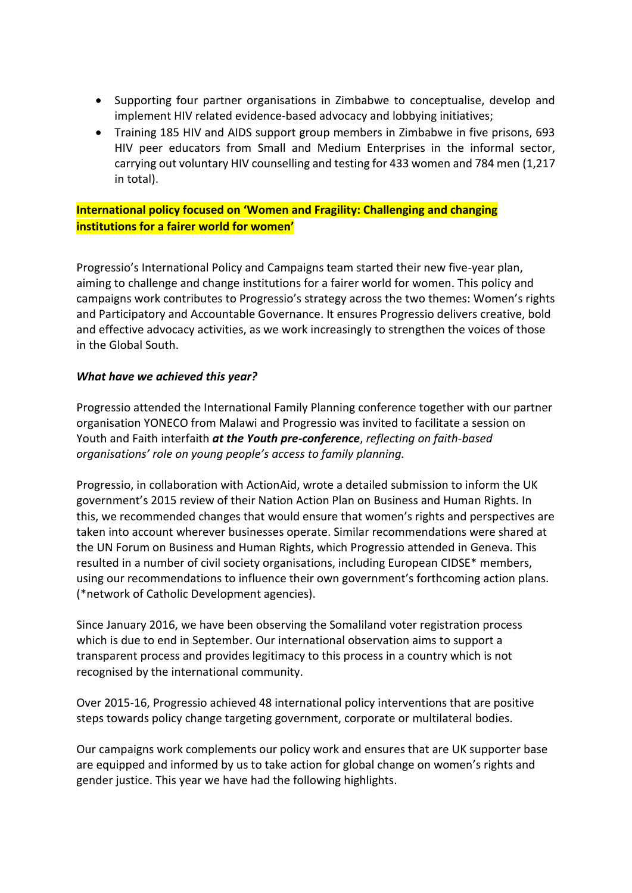- Supporting four partner organisations in Zimbabwe to conceptualise, develop and implement HIV related evidence-based advocacy and lobbying initiatives;
- Training 185 HIV and AIDS support group members in Zimbabwe in five prisons, 693 HIV peer educators from Small and Medium Enterprises in the informal sector, carrying out voluntary HIV counselling and testing for 433 women and 784 men (1,217 in total).

**International policy focused on 'Women and Fragility: Challenging and changing institutions for a fairer world for women'**

Progressio's International Policy and Campaigns team started their new five-year plan, aiming to challenge and change institutions for a fairer world for women. This policy and campaigns work contributes to Progressio's strategy across the two themes: Women's rights and Participatory and Accountable Governance. It ensures Progressio delivers creative, bold and effective advocacy activities, as we work increasingly to strengthen the voices of those in the Global South.

***What have we achieved this year?***

Progressio attended the International Family Planning conference together with our partner organisation YONECO from Malawi and Progressio was invited to facilitate a session on Youth and Faith interfaith ***at the Youth pre-conference***, *reflecting on faith-based organisations' role on young people's access to family planning.*

Progressio, in collaboration with ActionAid, wrote a detailed submission to inform the UK government's 2015 review of their Nation Action Plan on Business and Human Rights. In this, we recommended changes that would ensure that women's rights and perspectives are taken into account wherever businesses operate. Similar recommendations were shared at the UN Forum on Business and Human Rights, which Progressio attended in Geneva. This resulted in a number of civil society organisations, including European CIDSE* members, using our recommendations to influence their own government's forthcoming action plans. (*network of Catholic Development agencies).

Since January 2016, we have been observing the Somaliland voter registration process which is due to end in September. Our international observation aims to support a transparent process and provides legitimacy to this process in a country which is not recognised by the international community.

Over 2015-16, Progressio achieved 48 international policy interventions that are positive steps towards policy change targeting government, corporate or multilateral bodies.

Our campaigns work complements our policy work and ensures that are UK supporter base are equipped and informed by us to take action for global change on women's rights and gender justice. This year we have had the following highlights.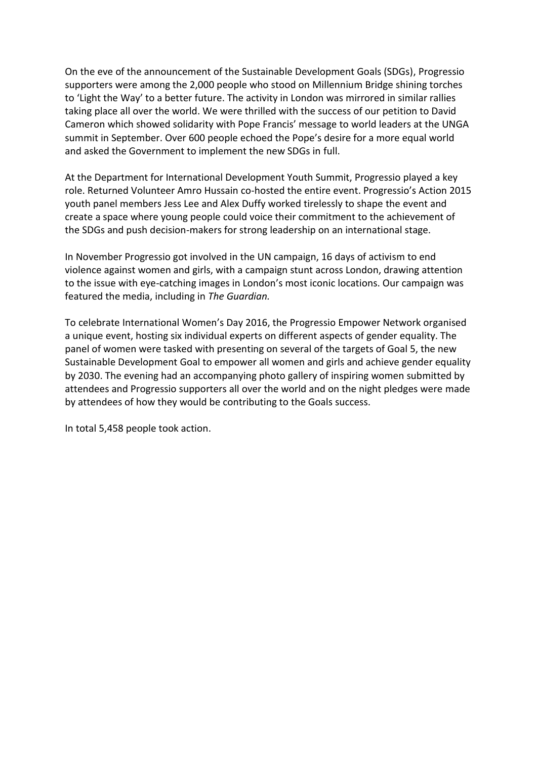On the eve of the announcement of the Sustainable Development Goals (SDGs), Progressio supporters were among the 2,000 people who stood on Millennium Bridge shining torches to 'Light the Way' to a better future. The activity in London was mirrored in similar rallies taking place all over the world. We were thrilled with the success of our petition to David Cameron which showed solidarity with Pope Francis' message to world leaders at the UNGA summit in September. Over 600 people echoed the Pope's desire for a more equal world and asked the Government to implement the new SDGs in full.

At the Department for International Development Youth Summit, Progressio played a key role. Returned Volunteer Amro Hussain co-hosted the entire event. Progressio's Action 2015 youth panel members Jess Lee and Alex Duffy worked tirelessly to shape the event and create a space where young people could voice their commitment to the achievement of the SDGs and push decision-makers for strong leadership on an international stage.

In November Progressio got involved in the UN campaign, 16 days of activism to end violence against women and girls, with a campaign stunt across London, drawing attention to the issue with eye-catching images in London's most iconic locations. Our campaign was featured the media, including in *The Guardian.*

To celebrate International Women's Day 2016, the Progressio Empower Network organised a unique event, hosting six individual experts on different aspects of gender equality. The panel of women were tasked with presenting on several of the targets of Goal 5, the new Sustainable Development Goal to empower all women and girls and achieve gender equality by 2030. The evening had an accompanying photo gallery of inspiring women submitted by attendees and Progressio supporters all over the world and on the night pledges were made by attendees of how they would be contributing to the Goals success.

In total 5,458 people took action.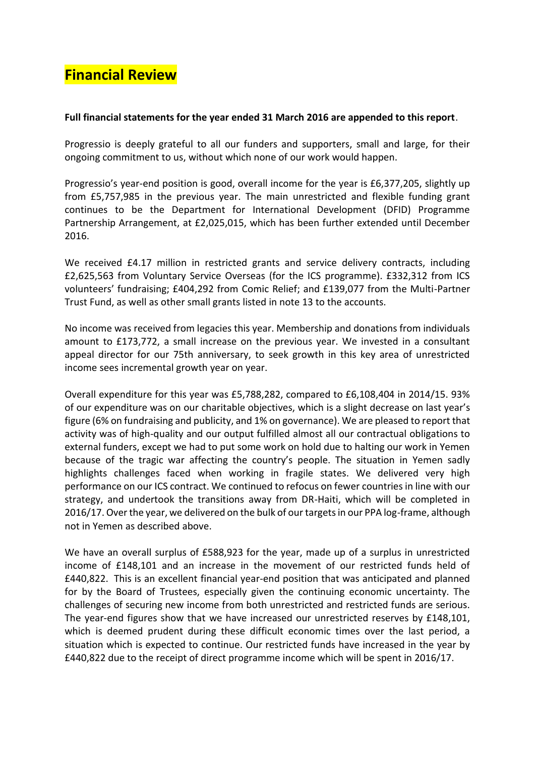# Financial Review

**Full financial statements for the year ended 31 March 2016 are appended to this report**.

Progressio is deeply grateful to all our funders and supporters, small and large, for their ongoing commitment to us, without which none of our work would happen.

Progressio's year-end position is good, overall income for the year is £6,377,205, slightly up from £5,757,985 in the previous year. The main unrestricted and flexible funding grant continues to be the Department for International Development (DFID) Programme Partnership Arrangement, at £2,025,015, which has been further extended until December 2016.

We received £4.17 million in restricted grants and service delivery contracts, including £2,625,563 from Voluntary Service Overseas (for the ICS programme). £332,312 from ICS volunteers' fundraising; £404,292 from Comic Relief; and £139,077 from the Multi-Partner Trust Fund, as well as other small grants listed in note 13 to the accounts.

No income was received from legacies this year. Membership and donations from individuals amount to £173,772, a small increase on the previous year. We invested in a consultant appeal director for our 75th anniversary, to seek growth in this key area of unrestricted income sees incremental growth year on year.

Overall expenditure for this year was £5,788,282, compared to £6,108,404 in 2014/15. 93% of our expenditure was on our charitable objectives, which is a slight decrease on last year's figure (6% on fundraising and publicity, and 1% on governance). We are pleased to report that activity was of high-quality and our output fulfilled almost all our contractual obligations to external funders, except we had to put some work on hold due to halting our work in Yemen because of the tragic war affecting the country's people. The situation in Yemen sadly highlights challenges faced when working in fragile states. We delivered very high performance on our ICS contract. We continued to refocus on fewer countries in line with our strategy, and undertook the transitions away from DR-Haiti, which will be completed in 2016/17. Over the year, we delivered on the bulk of our targets in our PPA log-frame, although not in Yemen as described above.

We have an overall surplus of £588,923 for the year, made up of a surplus in unrestricted income of £148,101 and an increase in the movement of our restricted funds held of £440,822. This is an excellent financial year-end position that was anticipated and planned for by the Board of Trustees, especially given the continuing economic uncertainty. The challenges of securing new income from both unrestricted and restricted funds are serious. The year-end figures show that we have increased our unrestricted reserves by £148,101, which is deemed prudent during these difficult economic times over the last period, a situation which is expected to continue. Our restricted funds have increased in the year by £440,822 due to the receipt of direct programme income which will be spent in 2016/17.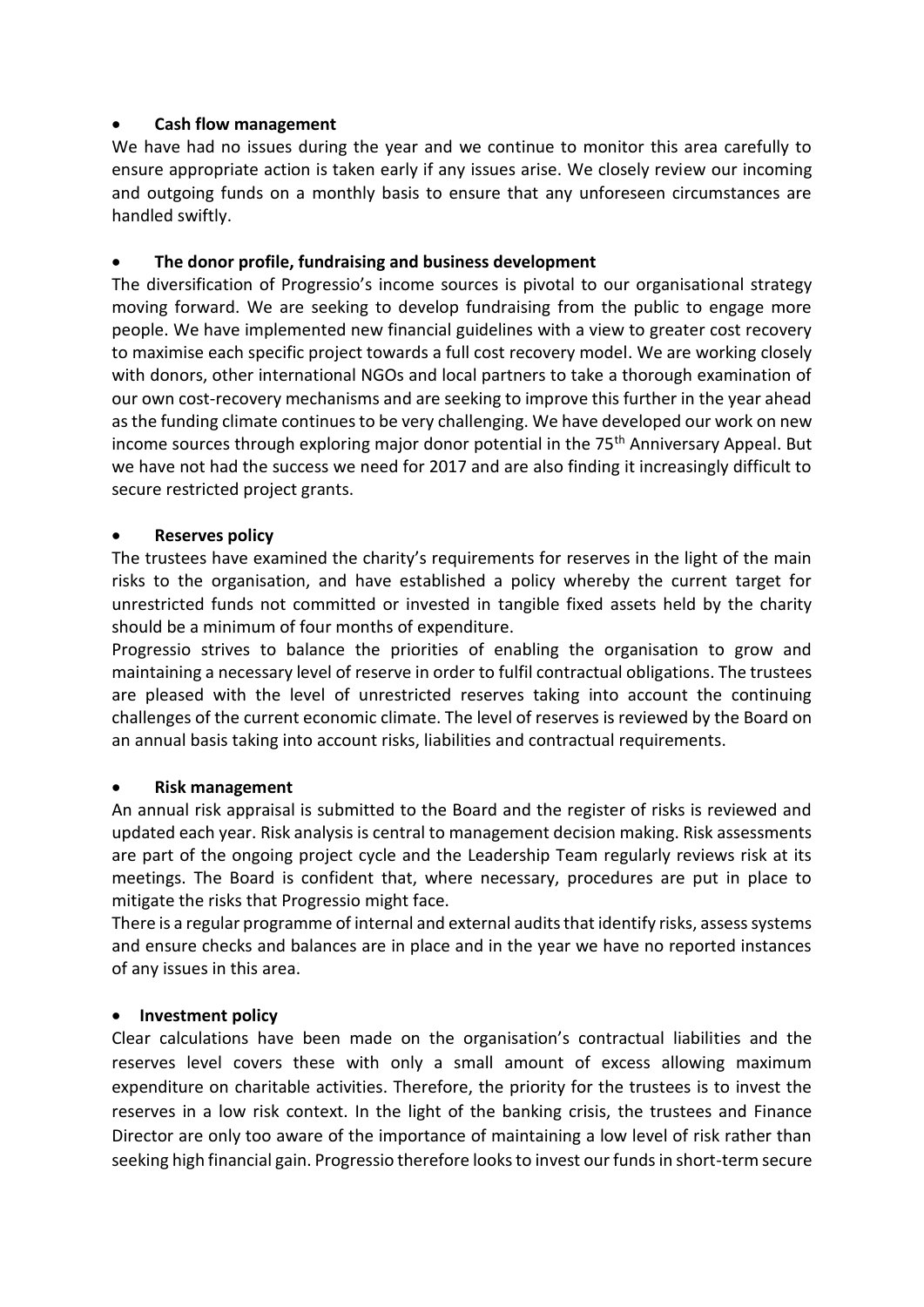- **Cash flow management**

We have had no issues during the year and we continue to monitor this area carefully to ensure appropriate action is taken early if any issues arise. We closely review our incoming and outgoing funds on a monthly basis to ensure that any unforeseen circumstances are handled swiftly.

- **The donor profile, fundraising and business development**

The diversification of Progressio's income sources is pivotal to our organisational strategy moving forward. We are seeking to develop fundraising from the public to engage more people. We have implemented new financial guidelines with a view to greater cost recovery to maximise each specific project towards a full cost recovery model. We are working closely with donors, other international NGOs and local partners to take a thorough examination of our own cost-recovery mechanisms and are seeking to improve this further in the year ahead as the funding climate continues to be very challenging. We have developed our work on new income sources through exploring major donor potential in the 75th Anniversary Appeal. But we have not had the success we need for 2017 and are also finding it increasingly difficult to secure restricted project grants.

- **Reserves policy**

The trustees have examined the charity's requirements for reserves in the light of the main risks to the organisation, and have established a policy whereby the current target for unrestricted funds not committed or invested in tangible fixed assets held by the charity should be a minimum of four months of expenditure.

Progressio strives to balance the priorities of enabling the organisation to grow and maintaining a necessary level of reserve in order to fulfil contractual obligations. The trustees are pleased with the level of unrestricted reserves taking into account the continuing challenges of the current economic climate. The level of reserves is reviewed by the Board on an annual basis taking into account risks, liabilities and contractual requirements.

- **Risk management**

An annual risk appraisal is submitted to the Board and the register of risks is reviewed and updated each year. Risk analysis is central to management decision making. Risk assessments are part of the ongoing project cycle and the Leadership Team regularly reviews risk at its meetings. The Board is confident that, where necessary, procedures are put in place to mitigate the risks that Progressio might face.

There is a regular programme of internal and external audits that identify risks, assess systems and ensure checks and balances are in place and in the year we have no reported instances of any issues in this area.

- **Investment policy**

Clear calculations have been made on the organisation's contractual liabilities and the reserves level covers these with only a small amount of excess allowing maximum expenditure on charitable activities. Therefore, the priority for the trustees is to invest the reserves in a low risk context. In the light of the banking crisis, the trustees and Finance Director are only too aware of the importance of maintaining a low level of risk rather than seeking high financial gain. Progressio therefore looks to invest our funds in short-term secure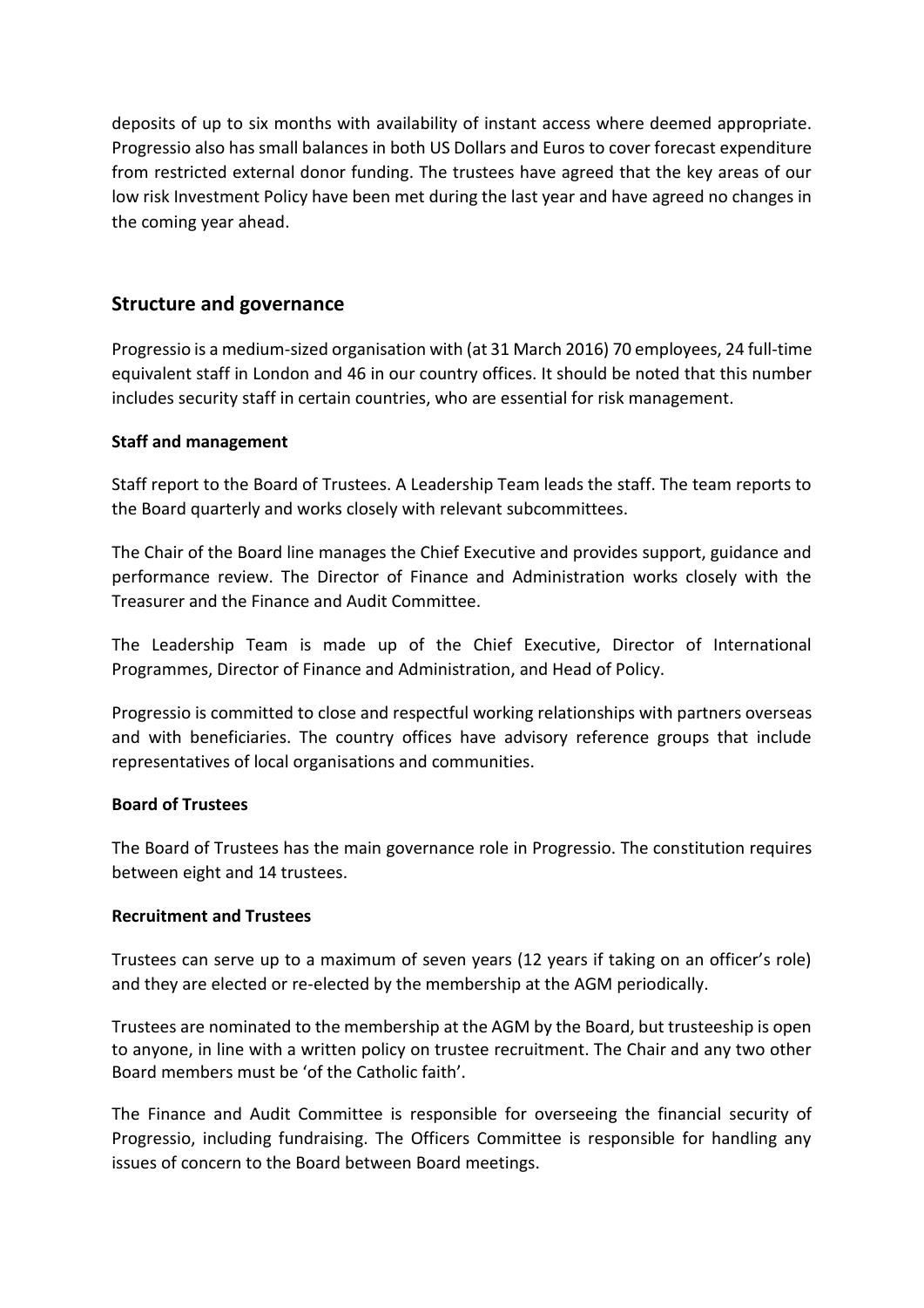deposits of up to six months with availability of instant access where deemed appropriate. Progressio also has small balances in both US Dollars and Euros to cover forecast expenditure from restricted external donor funding. The trustees have agreed that the key areas of our low risk Investment Policy have been met during the last year and have agreed no changes in the coming year ahead.

## Structure and governance

Progressio is a medium-sized organisation with (at 31 March 2016) 70 employees, 24 full-time equivalent staff in London and 46 in our country offices. It should be noted that this number includes security staff in certain countries, who are essential for risk management.

**Staff and management**

Staff report to the Board of Trustees. A Leadership Team leads the staff. The team reports to the Board quarterly and works closely with relevant subcommittees.

The Chair of the Board line manages the Chief Executive and provides support, guidance and performance review. The Director of Finance and Administration works closely with the Treasurer and the Finance and Audit Committee.

The Leadership Team is made up of the Chief Executive, Director of International Programmes, Director of Finance and Administration, and Head of Policy.

Progressio is committed to close and respectful working relationships with partners overseas and with beneficiaries. The country offices have advisory reference groups that include representatives of local organisations and communities.

**Board of Trustees**

The Board of Trustees has the main governance role in Progressio. The constitution requires between eight and 14 trustees.

**Recruitment and Trustees**

Trustees can serve up to a maximum of seven years (12 years if taking on an officer's role) and they are elected or re-elected by the membership at the AGM periodically.

Trustees are nominated to the membership at the AGM by the Board, but trusteeship is open to anyone, in line with a written policy on trustee recruitment. The Chair and any two other Board members must be 'of the Catholic faith'.

The Finance and Audit Committee is responsible for overseeing the financial security of Progressio, including fundraising. The Officers Committee is responsible for handling any issues of concern to the Board between Board meetings.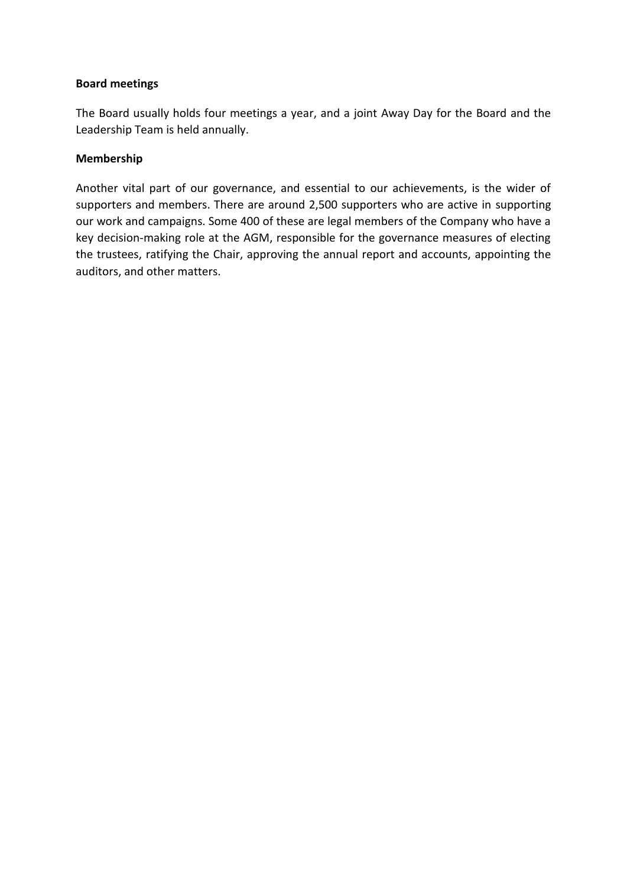**Board meetings**

The Board usually holds four meetings a year, and a joint Away Day for the Board and the Leadership Team is held annually.

**Membership**

Another vital part of our governance, and essential to our achievements, is the wider of supporters and members. There are around 2,500 supporters who are active in supporting our work and campaigns. Some 400 of these are legal members of the Company who have a key decision-making role at the AGM, responsible for the governance measures of electing the trustees, ratifying the Chair, approving the annual report and accounts, appointing the auditors, and other matters.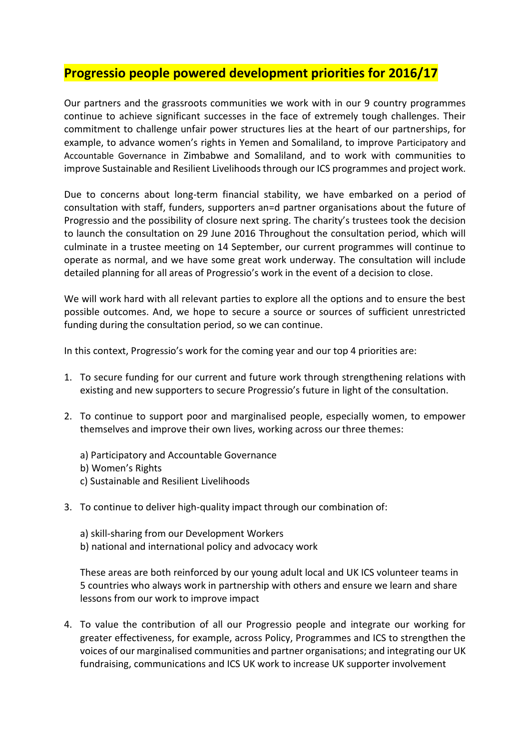## Progressio people powered development priorities for 2016/17

Our partners and the grassroots communities we work with in our 9 country programmes continue to achieve significant successes in the face of extremely tough challenges. Their commitment to challenge unfair power structures lies at the heart of our partnerships, for example, to advance women's rights in Yemen and Somaliland, to improve Participatory and Accountable Governance in Zimbabwe and Somaliland, and to work with communities to improve Sustainable and Resilient Livelihoods through our ICS programmes and project work.

Due to concerns about long-term financial stability, we have embarked on a period of consultation with staff, funders, supporters an=d partner organisations about the future of Progressio and the possibility of closure next spring. The charity's trustees took the decision to launch the consultation on 29 June 2016 Throughout the consultation period, which will culminate in a trustee meeting on 14 September, our current programmes will continue to operate as normal, and we have some great work underway. The consultation will include detailed planning for all areas of Progressio's work in the event of a decision to close.

We will work hard with all relevant parties to explore all the options and to ensure the best possible outcomes. And, we hope to secure a source or sources of sufficient unrestricted funding during the consultation period, so we can continue.

In this context, Progressio's work for the coming year and our top 4 priorities are:

1. To secure funding for our current and future work through strengthening relations with existing and new supporters to secure Progressio's future in light of the consultation.

2. To continue to support poor and marginalised people, especially women, to empower themselves and improve their own lives, working across our three themes:

   a) Participatory and Accountable Governance
   b) Women's Rights
   c) Sustainable and Resilient Livelihoods

3. To continue to deliver high-quality impact through our combination of:

   a) skill-sharing from our Development Workers
   b) national and international policy and advocacy work

   These areas are both reinforced by our young adult local and UK ICS volunteer teams in 5 countries who always work in partnership with others and ensure we learn and share lessons from our work to improve impact

4. To value the contribution of all our Progressio people and integrate our working for greater effectiveness, for example, across Policy, Programmes and ICS to strengthen the voices of our marginalised communities and partner organisations; and integrating our UK fundraising, communications and ICS UK work to increase UK supporter involvement